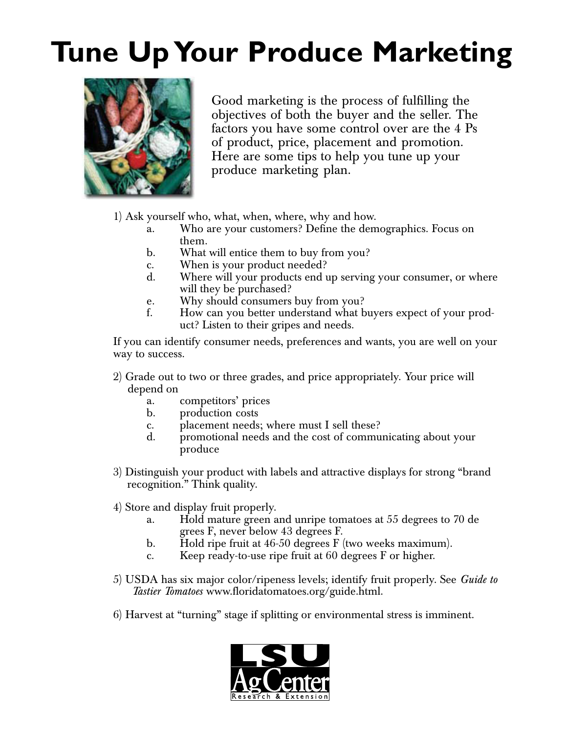# Tune Up Your Produce Marketing

Good marketing is the process of fulfilling the objectives of both the buyer and the seller. The factors you have some control over are the 4 Ps of product, price, placement and promotion. Here are some tips to help you tune up your produce marketing plan.

1) Ask yourself who, what, when, where, why and how.
   a. Who are your customers? Define the demographics. Focus on them.
   b. What will entice them to buy from you?
   c. When is your product needed?
   d. Where will your products end up serving your consumer, or where will they be purchased?
   e. Why should consumers buy from you?
   f. How can you better understand what buyers expect of your product? Listen to their gripes and needs.

If you can identify consumer needs, preferences and wants, you are well on your way to success.

2) Grade out to two or three grades, and price appropriately. Your price will depend on
   a. competitors' prices
   b. production costs
   c. placement needs; where must I sell these?
   d. promotional needs and the cost of communicating about your produce

3) Distinguish your product with labels and attractive displays for strong "brand recognition." Think quality.

4) Store and display fruit properly.
   a. Hold mature green and unripe tomatoes at 55 degrees to 70 degrees F, never below 43 degrees F.
   b. Hold ripe fruit at 46-50 degrees F (two weeks maximum).
   c. Keep ready-to-use ripe fruit at 60 degrees F or higher.

5) USDA has six major color/ripeness levels; identify fruit properly. See *Guide to Tastier Tomatoes* www.floridatomatoes.org/guide.html.

6) Harvest at "turning" stage if splitting or environmental stress is imminent.

LSU AgCenter
Research & Extension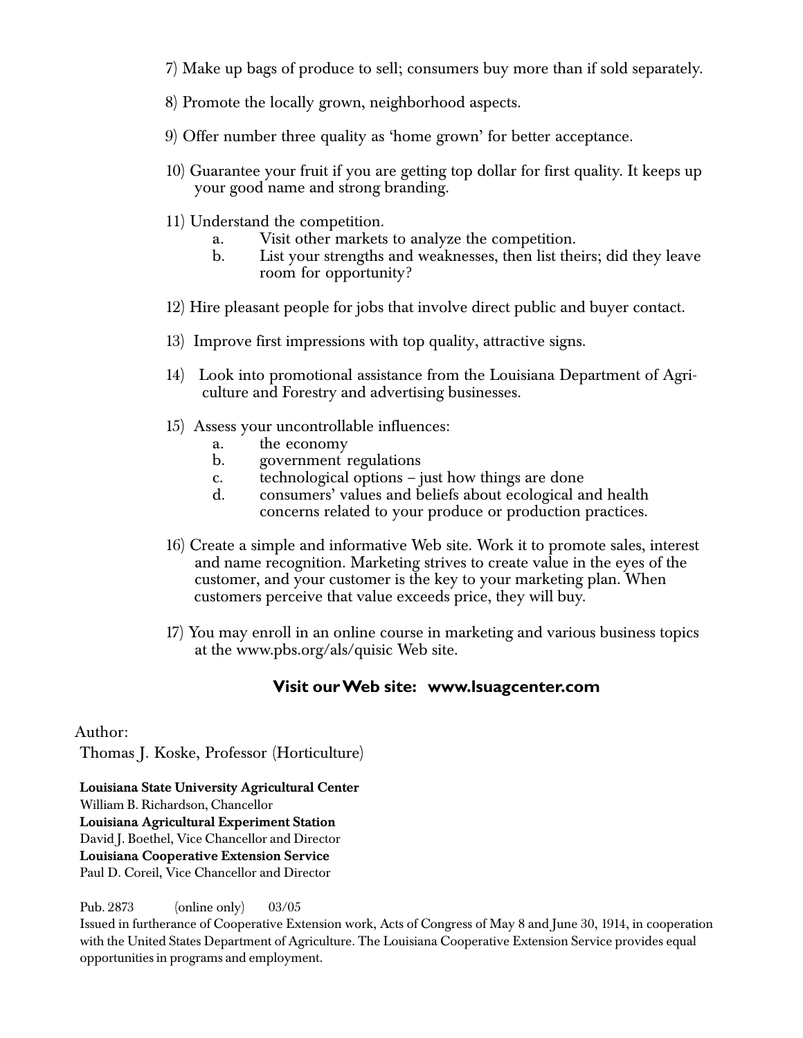7) Make up bags of produce to sell; consumers buy more than if sold separately.

8) Promote the locally grown, neighborhood aspects.

9) Offer number three quality as 'home grown' for better acceptance.

10) Guarantee your fruit if you are getting top dollar for first quality. It keeps up your good name and strong branding.

11) Understand the competition.
   a. Visit other markets to analyze the competition.
   b. List your strengths and weaknesses, then list theirs; did they leave room for opportunity?

12) Hire pleasant people for jobs that involve direct public and buyer contact.

13) Improve first impressions with top quality, attractive signs.

14) Look into promotional assistance from the Louisiana Department of Agriculture and Forestry and advertising businesses.

15) Assess your uncontrollable influences:
   a. the economy
   b. government regulations
   c. technological options – just how things are done
   d. consumers' values and beliefs about ecological and health concerns related to your produce or production practices.

16) Create a simple and informative Web site. Work it to promote sales, interest and name recognition. Marketing strives to create value in the eyes of the customer, and your customer is the key to your marketing plan. When customers perceive that value exceeds price, they will buy.

17) You may enroll in an online course in marketing and various business topics at the www.pbs.org/als/quisic Web site.

**Visit our Web site: www.lsuagcenter.com**

Author:
Thomas J. Koske, Professor (Horticulture)

**Louisiana State University Agricultural Center**
William B. Richardson, Chancellor
**Louisiana Agricultural Experiment Station**
David J. Boethel, Vice Chancellor and Director
**Louisiana Cooperative Extension Service**
Paul D. Coreil, Vice Chancellor and Director

Pub. 2873 (online only) 03/05
Issued in furtherance of Cooperative Extension work, Acts of Congress of May 8 and June 30, 1914, in cooperation with the United States Department of Agriculture. The Louisiana Cooperative Extension Service provides equal opportunities in programs and employment.